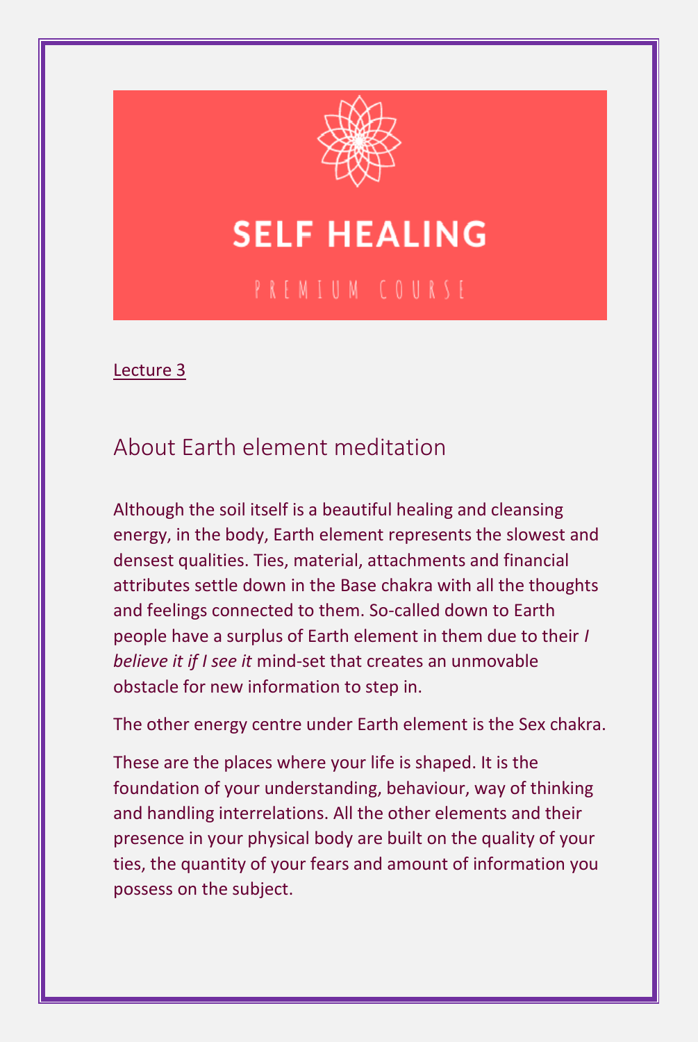# SELF HEALING

PREMIUM COURSE

Lecture 3

## About Earth element meditation

Although the soil itself is a beautiful healing and cleansing energy, in the body, Earth element represents the slowest and densest qualities. Ties, material, attachments and financial attributes settle down in the Base chakra with all the thoughts and feelings connected to them. So-called down to Earth people have a surplus of Earth element in them due to their *I believe it if I see it* mind-set that creates an unmovable obstacle for new information to step in.

The other energy centre under Earth element is the Sex chakra.

These are the places where your life is shaped. It is the foundation of your understanding, behaviour, way of thinking and handling interrelations. All the other elements and their presence in your physical body are built on the quality of your ties, the quantity of your fears and amount of information you possess on the subject.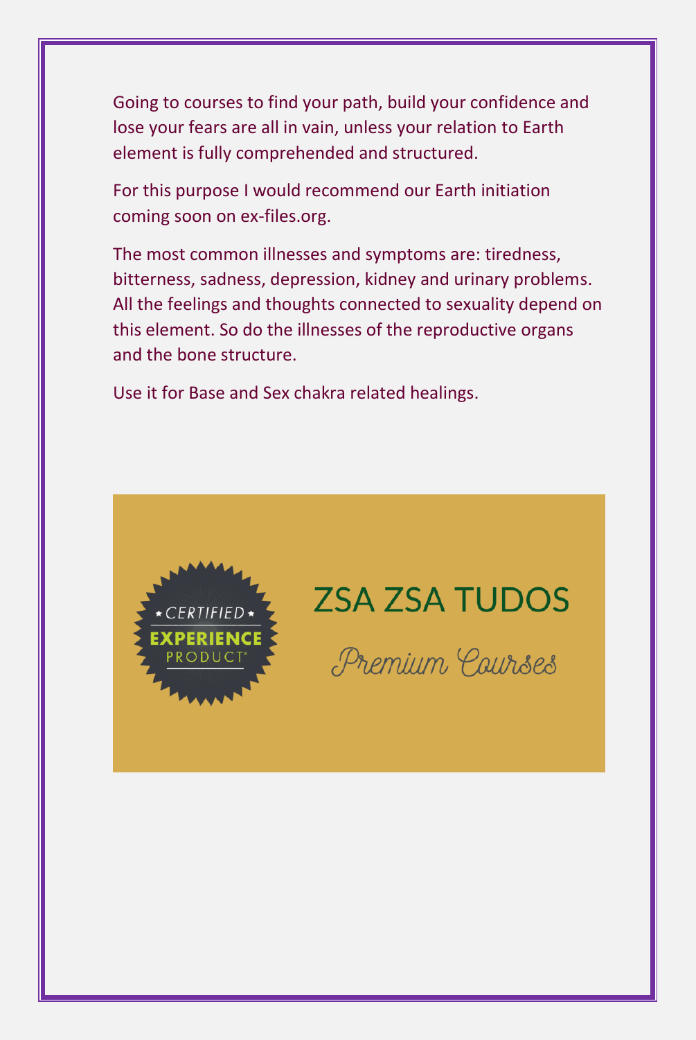Going to courses to find your path, build your confidence and lose your fears are all in vain, unless your relation to Earth element is fully comprehended and structured.

For this purpose I would recommend our Earth initiation coming soon on ex-files.org.

The most common illnesses and symptoms are: tiredness, bitterness, sadness, depression, kidney and urinary problems. All the feelings and thoughts connected to sexuality depend on this element. So do the illnesses of the reproductive organs and the bone structure.

Use it for Base and Sex chakra related healings.

CERTIFIED EXPERIENCE PRODUCT®

ZSA ZSA TUDOS

Premium Courses